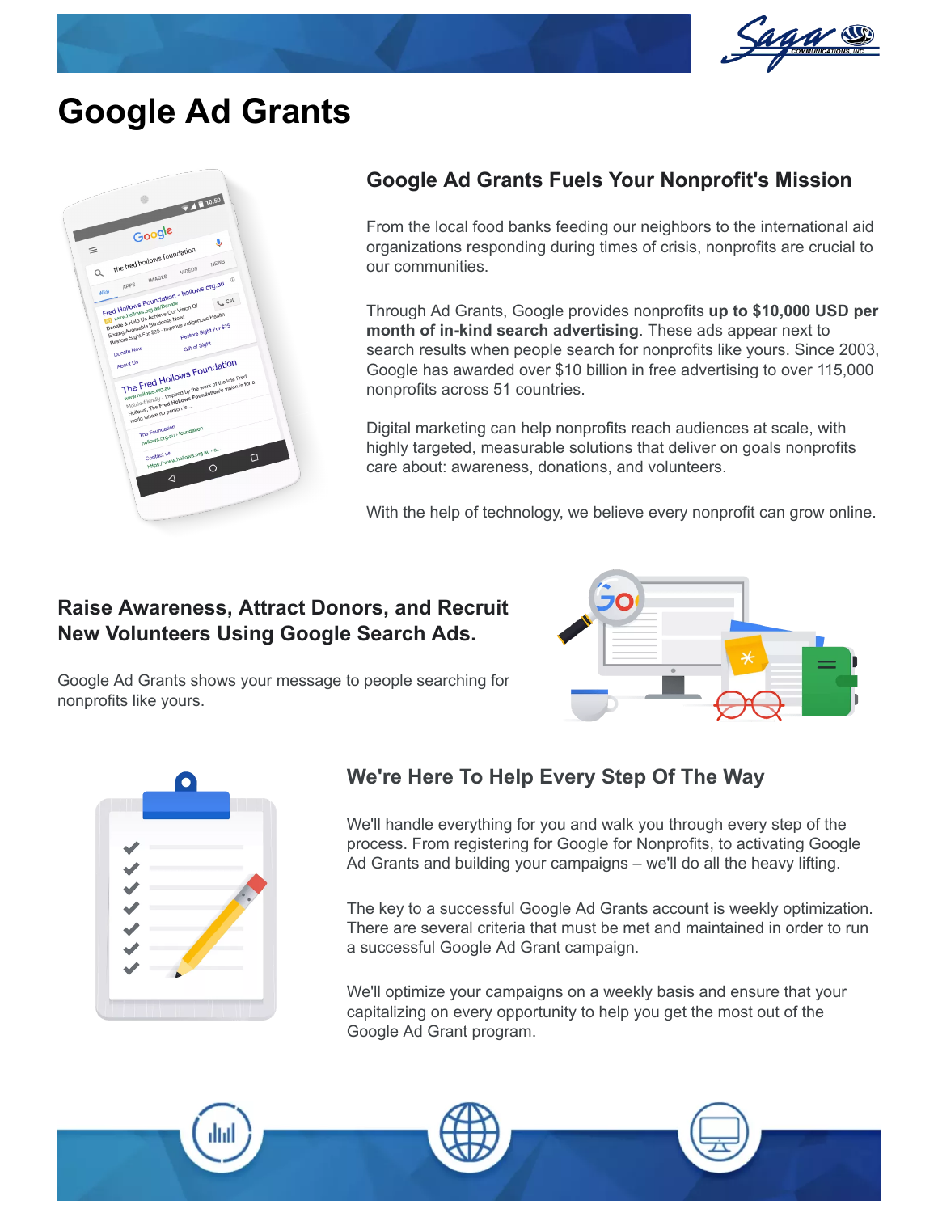# Google Ad Grants

## Google Ad Grants Fuels Your Nonprofit's Mission

From the local food banks feeding our neighbors to the international aid organizations responding during times of crisis, nonprofits are crucial to our communities.

Through Ad Grants, Google provides nonprofits **up to $10,000 USD per month of in-kind search advertising**. These ads appear next to search results when people search for nonprofits like yours. Since 2003, Google has awarded over $10 billion in free advertising to over 115,000 nonprofits across 51 countries.

Digital marketing can help nonprofits reach audiences at scale, with highly targeted, measurable solutions that deliver on goals nonprofits care about: awareness, donations, and volunteers.

With the help of technology, we believe every nonprofit can grow online.

## Raise Awareness, Attract Donors, and Recruit New Volunteers Using Google Search Ads.

Google Ad Grants shows your message to people searching for nonprofits like yours.

## We're Here To Help Every Step Of The Way

We'll handle everything for you and walk you through every step of the process. From registering for Google for Nonprofits, to activating Google Ad Grants and building your campaigns – we'll do all the heavy lifting.

The key to a successful Google Ad Grants account is weekly optimization. There are several criteria that must be met and maintained in order to run a successful Google Ad Grant campaign.

We'll optimize your campaigns on a weekly basis and ensure that your capitalizing on every opportunity to help you get the most out of the Google Ad Grant program.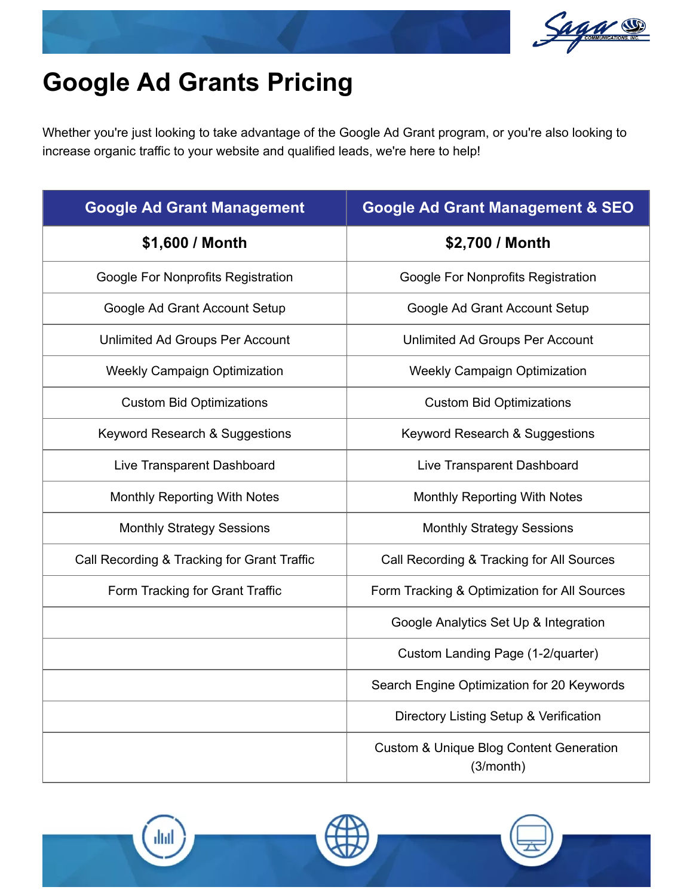# Google Ad Grants Pricing

Whether you're just looking to take advantage of the Google Ad Grant program, or you're also looking to increase organic traffic to your website and qualified leads, we're here to help!

| Google Ad Grant Management | Google Ad Grant Management & SEO |
|---|---|
| **$1,600 / Month** | **$2,700 / Month** |
| Google For Nonprofits Registration | Google For Nonprofits Registration |
| Google Ad Grant Account Setup | Google Ad Grant Account Setup |
| Unlimited Ad Groups Per Account | Unlimited Ad Groups Per Account |
| Weekly Campaign Optimization | Weekly Campaign Optimization |
| Custom Bid Optimizations | Custom Bid Optimizations |
| Keyword Research & Suggestions | Keyword Research & Suggestions |
| Live Transparent Dashboard | Live Transparent Dashboard |
| Monthly Reporting With Notes | Monthly Reporting With Notes |
| Monthly Strategy Sessions | Monthly Strategy Sessions |
| Call Recording & Tracking for Grant Traffic | Call Recording & Tracking for All Sources |
| Form Tracking for Grant Traffic | Form Tracking & Optimization for All Sources |
| | Google Analytics Set Up & Integration |
| | Custom Landing Page (1-2/quarter) |
| | Search Engine Optimization for 20 Keywords |
| | Directory Listing Setup & Verification |
| | Custom & Unique Blog Content Generation (3/month) |